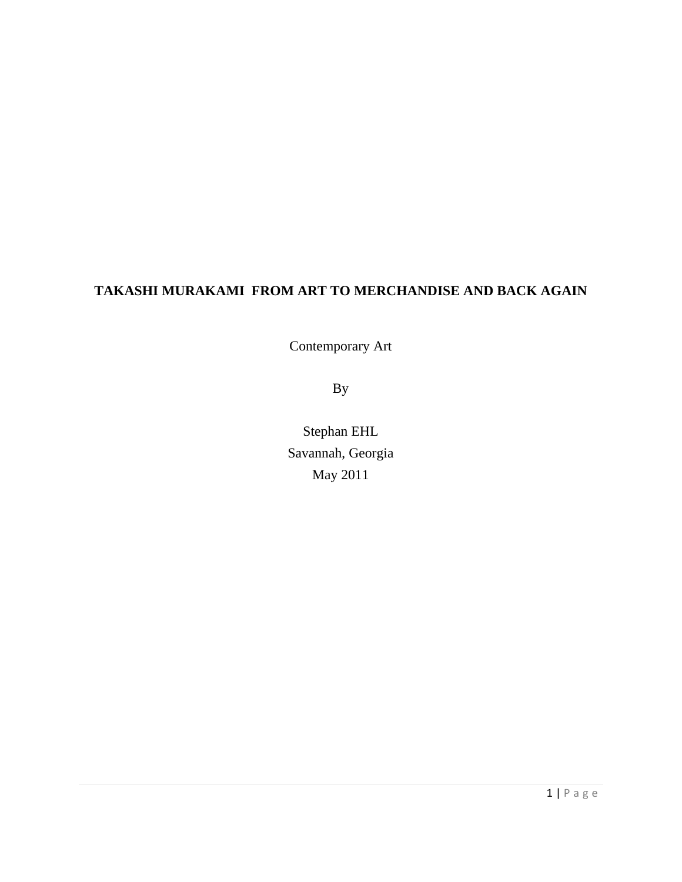# TAKASHI MURAKAMI FROM ART TO MERCHANDISE AND BACK AGAIN

Contemporary Art

By

Stephan EHL

Savannah, Georgia

May 2011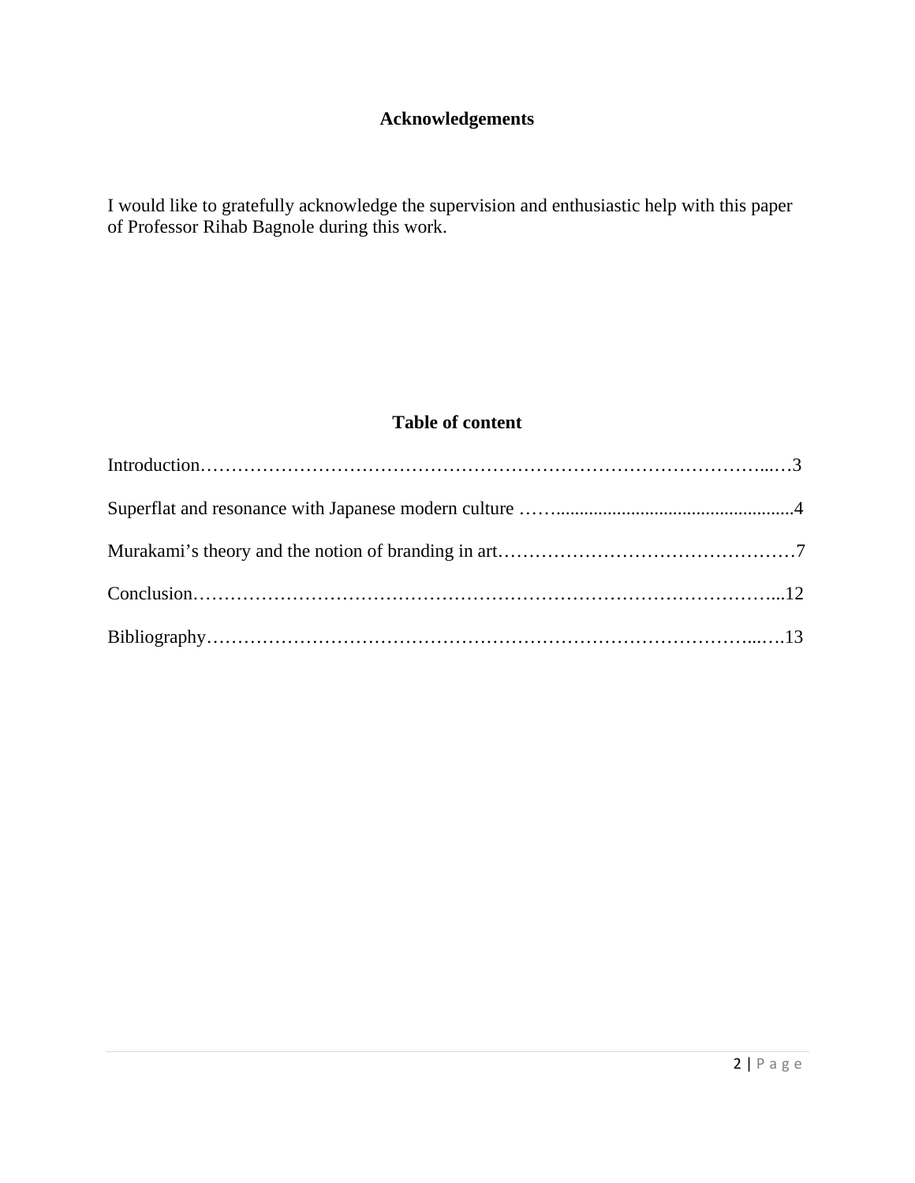## Acknowledgements

I would like to gratefully acknowledge the supervision and enthusiastic help with this paper of Professor Rihab Bagnole during this work.

## Table of content

Introduction……………………………………………………………………………...…3

Superflat and resonance with Japanese modern culture ……..................................................4

Murakami's theory and the notion of branding in art…………………………………………7

Conclusion…………………………………………………………………………………...12

Bibliography………………………………………………………………………...….13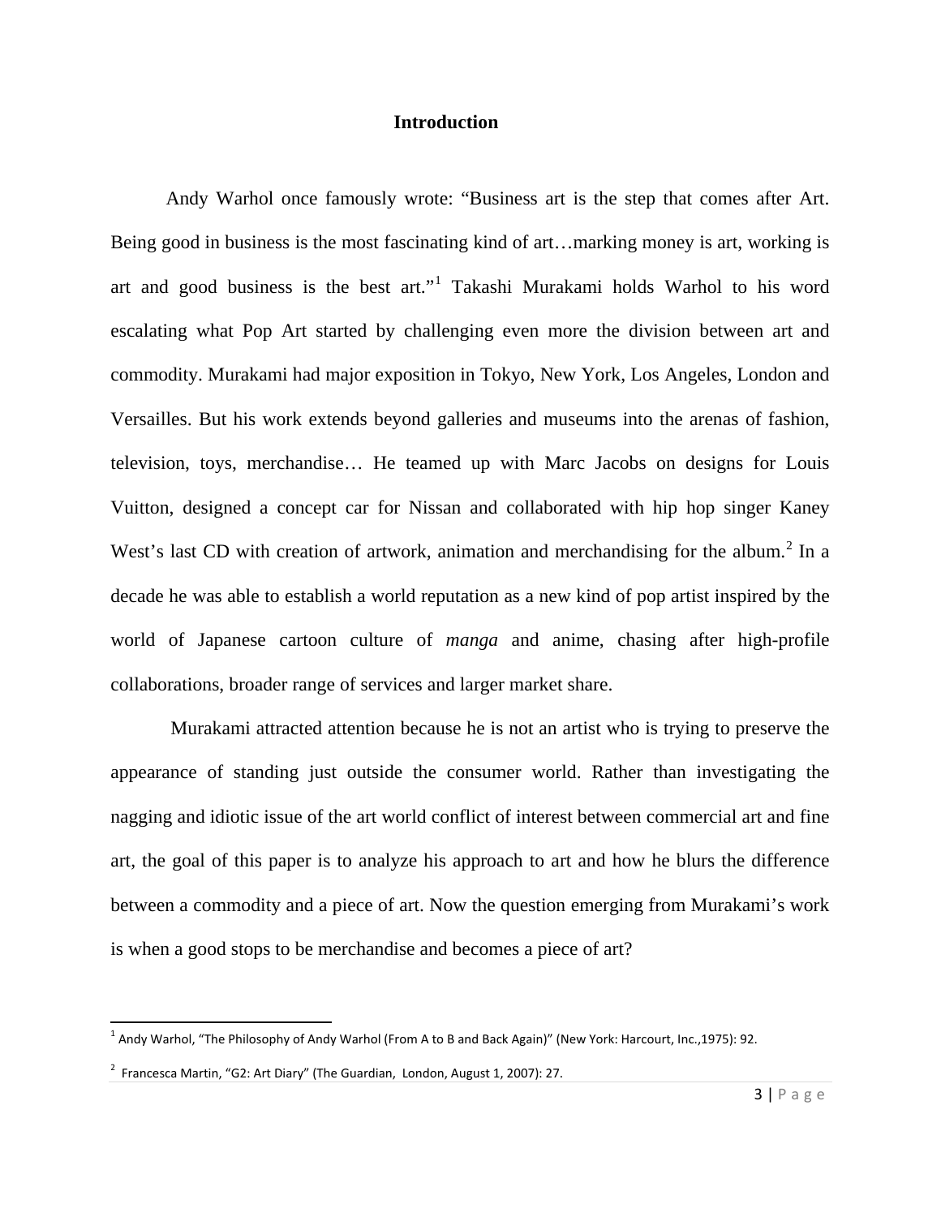## Introduction

Andy Warhol once famously wrote: "Business art is the step that comes after Art. Being good in business is the most fascinating kind of art…marking money is art, working is art and good business is the best art."[1] Takashi Murakami holds Warhol to his word escalating what Pop Art started by challenging even more the division between art and commodity. Murakami had major exposition in Tokyo, New York, Los Angeles, London and Versailles. But his work extends beyond galleries and museums into the arenas of fashion, television, toys, merchandise… He teamed up with Marc Jacobs on designs for Louis Vuitton, designed a concept car for Nissan and collaborated with hip hop singer Kaney West's last CD with creation of artwork, animation and merchandising for the album.[2] In a decade he was able to establish a world reputation as a new kind of pop artist inspired by the world of Japanese cartoon culture of *manga* and anime, chasing after high-profile collaborations, broader range of services and larger market share.

Murakami attracted attention because he is not an artist who is trying to preserve the appearance of standing just outside the consumer world. Rather than investigating the nagging and idiotic issue of the art world conflict of interest between commercial art and fine art, the goal of this paper is to analyze his approach to art and how he blurs the difference between a commodity and a piece of art. Now the question emerging from Murakami's work is when a good stops to be merchandise and becomes a piece of art?

---

[1] Andy Warhol, "The Philosophy of Andy Warhol (From A to B and Back Again)" (New York: Harcourt, Inc.,1975): 92.

[2] Francesca Martin, "G2: Art Diary" (The Guardian, London, August 1, 2007): 27.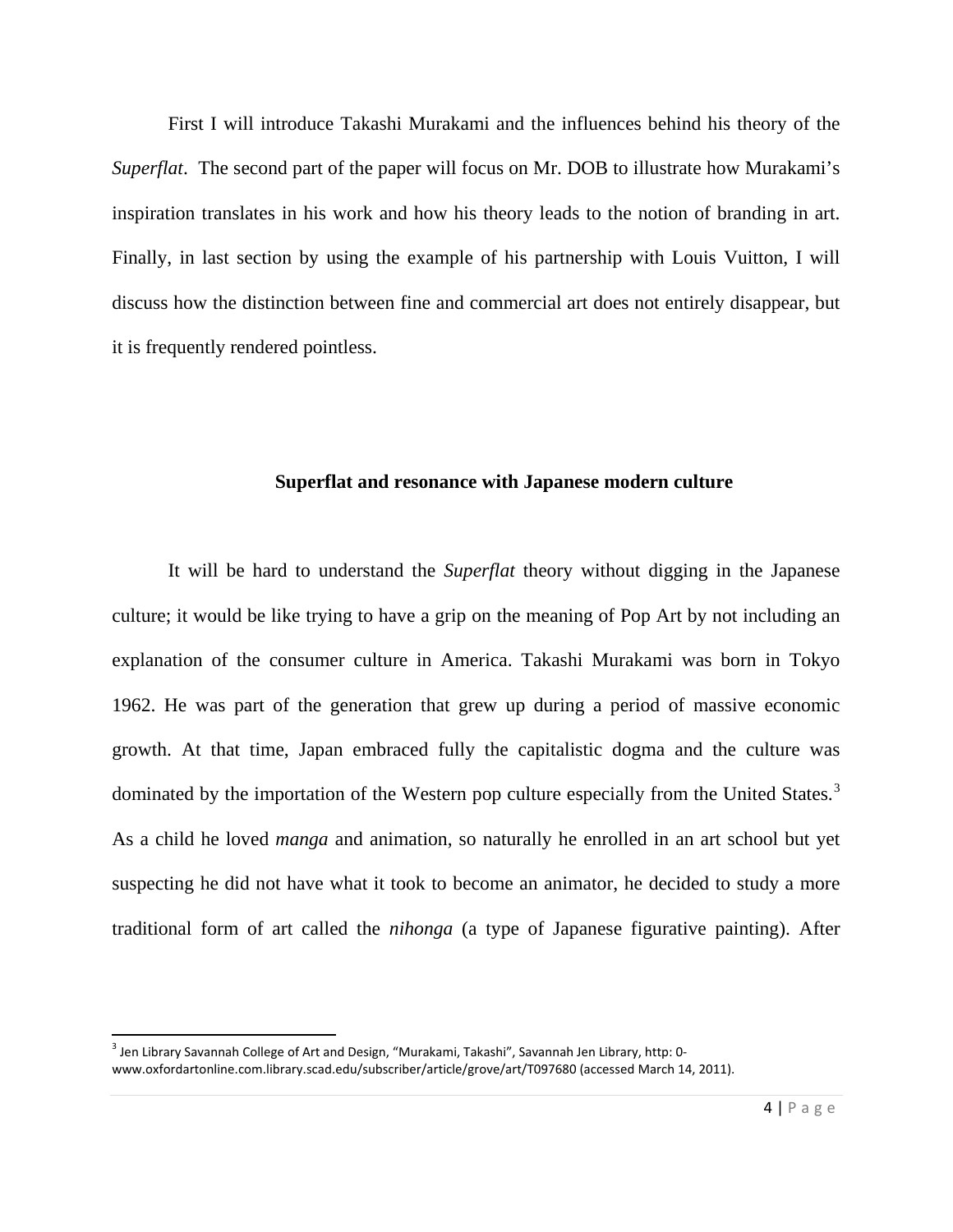First I will introduce Takashi Murakami and the influences behind his theory of the *Superflat*. The second part of the paper will focus on Mr. DOB to illustrate how Murakami's inspiration translates in his work and how his theory leads to the notion of branding in art. Finally, in last section by using the example of his partnership with Louis Vuitton, I will discuss how the distinction between fine and commercial art does not entirely disappear, but it is frequently rendered pointless.

## Superflat and resonance with Japanese modern culture

It will be hard to understand the *Superflat* theory without digging in the Japanese culture; it would be like trying to have a grip on the meaning of Pop Art by not including an explanation of the consumer culture in America. Takashi Murakami was born in Tokyo 1962. He was part of the generation that grew up during a period of massive economic growth. At that time, Japan embraced fully the capitalistic dogma and the culture was dominated by the importation of the Western pop culture especially from the United States.[3] As a child he loved *manga* and animation, so naturally he enrolled in an art school but yet suspecting he did not have what it took to become an animator, he decided to study a more traditional form of art called the *nihonga* (a type of Japanese figurative painting). After

[3] Jen Library Savannah College of Art and Design, "Murakami, Takashi", Savannah Jen Library, http: 0-www.oxfordartonline.com.library.scad.edu/subscriber/article/grove/art/T097680 (accessed March 14, 2011).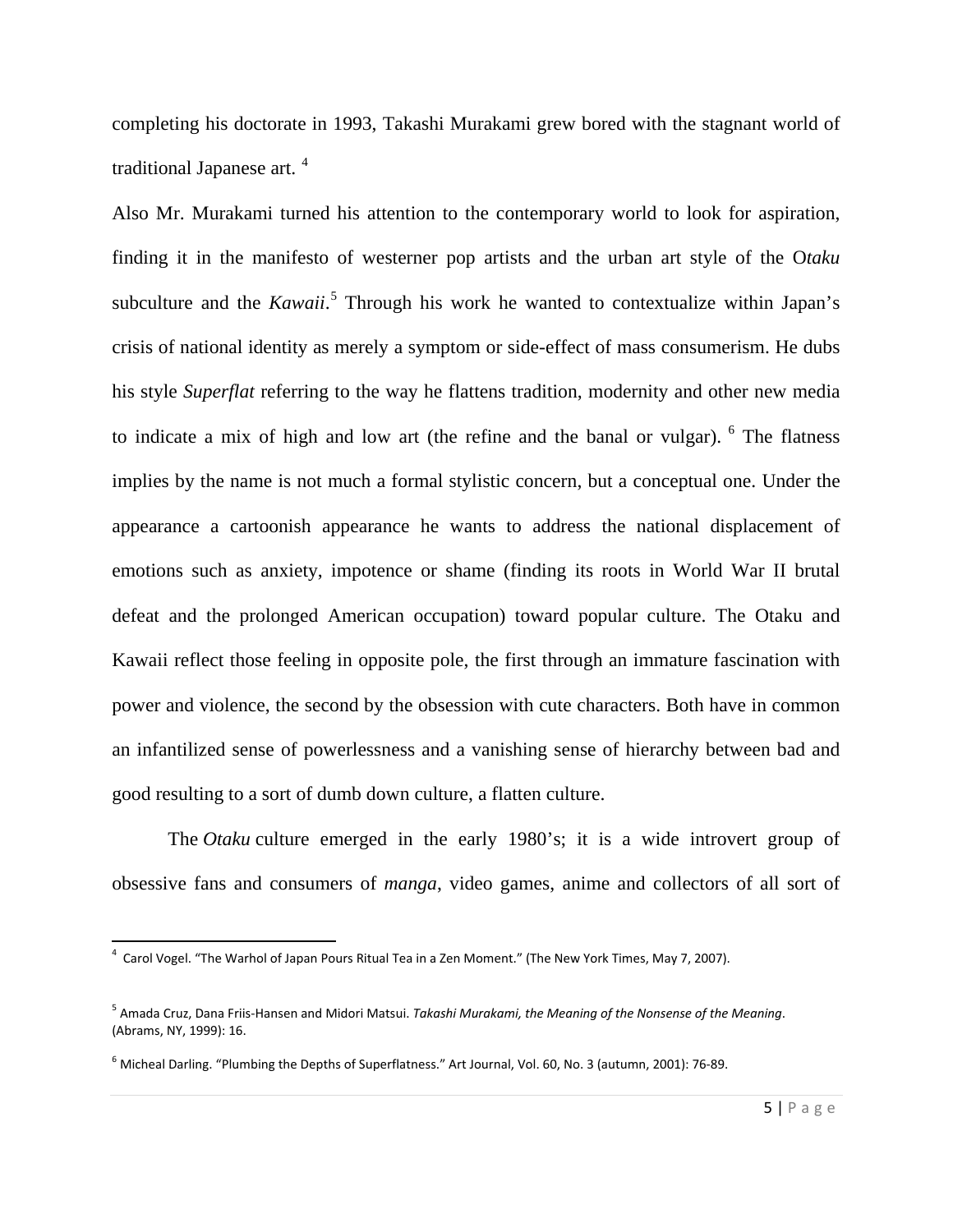completing his doctorate in 1993, Takashi Murakami grew bored with the stagnant world of traditional Japanese art. [4]

Also Mr. Murakami turned his attention to the contemporary world to look for aspiration, finding it in the manifesto of westerner pop artists and the urban art style of the O*taku* subculture and the *Kawaii*.[5] Through his work he wanted to contextualize within Japan's crisis of national identity as merely a symptom or side-effect of mass consumerism. He dubs his style *Superflat* referring to the way he flattens tradition, modernity and other new media to indicate a mix of high and low art (the refine and the banal or vulgar). [6] The flatness implies by the name is not much a formal stylistic concern, but a conceptual one. Under the appearance a cartoonish appearance he wants to address the national displacement of emotions such as anxiety, impotence or shame (finding its roots in World War II brutal defeat and the prolonged American occupation) toward popular culture. The Otaku and Kawaii reflect those feeling in opposite pole, the first through an immature fascination with power and violence, the second by the obsession with cute characters. Both have in common an infantilized sense of powerlessness and a vanishing sense of hierarchy between bad and good resulting to a sort of dumb down culture, a flatten culture.

The *Otaku* culture emerged in the early 1980's; it is a wide introvert group of obsessive fans and consumers of *manga*, video games, anime and collectors of all sort of

---

[4] Carol Vogel. "The Warhol of Japan Pours Ritual Tea in a Zen Moment." (The New York Times, May 7, 2007).

[5] Amada Cruz, Dana Friis-Hansen and Midori Matsui. *Takashi Murakami, the Meaning of the Nonsense of the Meaning*. (Abrams, NY, 1999): 16.

[6] Micheal Darling. "Plumbing the Depths of Superflatness." Art Journal, Vol. 60, No. 3 (autumn, 2001): 76-89.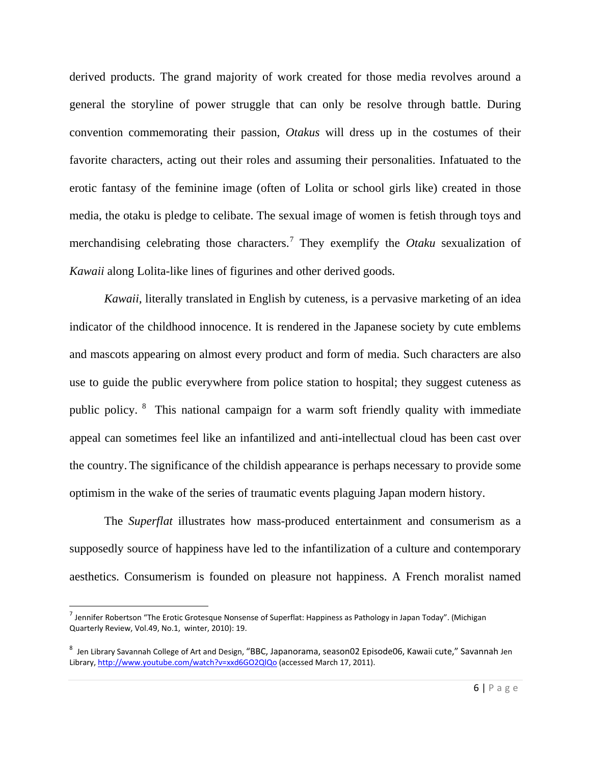derived products. The grand majority of work created for those media revolves around a general the storyline of power struggle that can only be resolve through battle. During convention commemorating their passion, *Otakus* will dress up in the costumes of their favorite characters, acting out their roles and assuming their personalities. Infatuated to the erotic fantasy of the feminine image (often of Lolita or school girls like) created in those media, the otaku is pledge to celibate. The sexual image of women is fetish through toys and merchandising celebrating those characters.[7] They exemplify the *Otaku* sexualization of *Kawaii* along Lolita-like lines of figurines and other derived goods.

*Kawaii*, literally translated in English by cuteness, is a pervasive marketing of an idea indicator of the childhood innocence. It is rendered in the Japanese society by cute emblems and mascots appearing on almost every product and form of media. Such characters are also use to guide the public everywhere from police station to hospital; they suggest cuteness as public policy.[8] This national campaign for a warm soft friendly quality with immediate appeal can sometimes feel like an infantilized and anti-intellectual cloud has been cast over the country. The significance of the childish appearance is perhaps necessary to provide some optimism in the wake of the series of traumatic events plaguing Japan modern history.

The *Superflat* illustrates how mass-produced entertainment and consumerism as a supposedly source of happiness have led to the infantilization of a culture and contemporary aesthetics. Consumerism is founded on pleasure not happiness. A French moralist named

---

[7] Jennifer Robertson "The Erotic Grotesque Nonsense of Superflat: Happiness as Pathology in Japan Today". (Michigan Quarterly Review, Vol.49, No.1, winter, 2010): 19.

[8] Jen Library Savannah College of Art and Design, "BBC, Japanorama, season02 Episode06, Kawaii cute," Savannah Jen Library, http://www.youtube.com/watch?v=xxd6GO2QlQo (accessed March 17, 2011).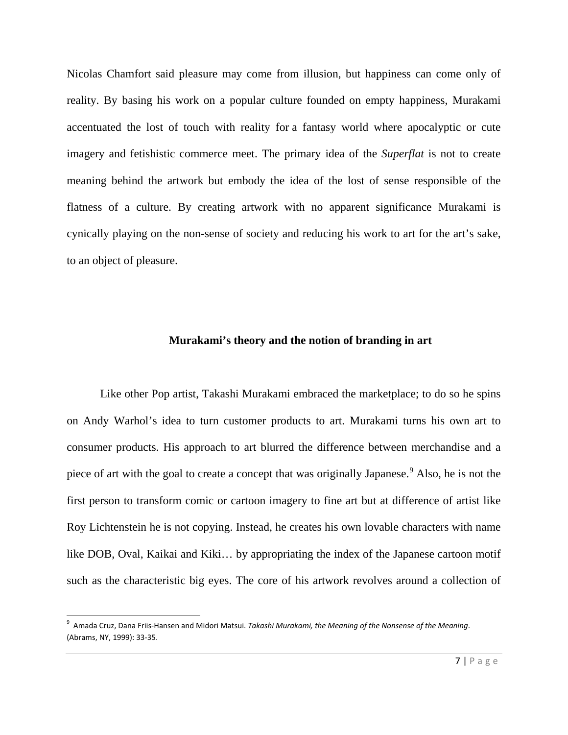Nicolas Chamfort said pleasure may come from illusion, but happiness can come only of reality. By basing his work on a popular culture founded on empty happiness, Murakami accentuated the lost of touch with reality for a fantasy world where apocalyptic or cute imagery and fetishistic commerce meet. The primary idea of the *Superflat* is not to create meaning behind the artwork but embody the idea of the lost of sense responsible of the flatness of a culture. By creating artwork with no apparent significance Murakami is cynically playing on the non-sense of society and reducing his work to art for the art's sake, to an object of pleasure.

## Murakami's theory and the notion of branding in art

Like other Pop artist, Takashi Murakami embraced the marketplace; to do so he spins on Andy Warhol's idea to turn customer products to art. Murakami turns his own art to consumer products. His approach to art blurred the difference between merchandise and a piece of art with the goal to create a concept that was originally Japanese.[9] Also, he is not the first person to transform comic or cartoon imagery to fine art but at difference of artist like Roy Lichtenstein he is not copying. Instead, he creates his own lovable characters with name like DOB, Oval, Kaikai and Kiki… by appropriating the index of the Japanese cartoon motif such as the characteristic big eyes. The core of his artwork revolves around a collection of

---

[9] Amada Cruz, Dana Friis-Hansen and Midori Matsui. *Takashi Murakami, the Meaning of the Nonsense of the Meaning*. (Abrams, NY, 1999): 33-35.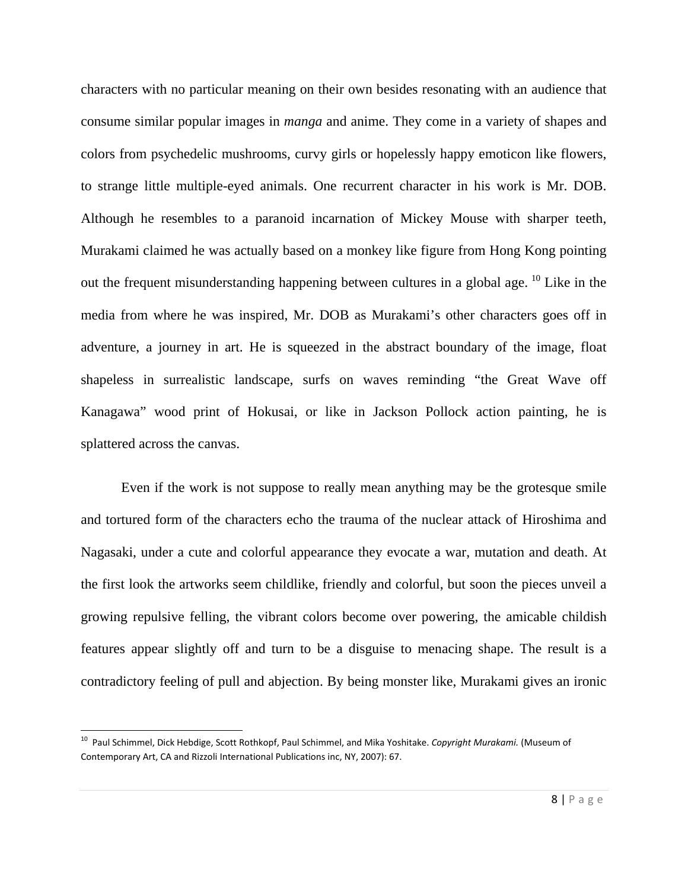characters with no particular meaning on their own besides resonating with an audience that consume similar popular images in *manga* and anime. They come in a variety of shapes and colors from psychedelic mushrooms, curvy girls or hopelessly happy emoticon like flowers, to strange little multiple-eyed animals. One recurrent character in his work is Mr. DOB. Although he resembles to a paranoid incarnation of Mickey Mouse with sharper teeth, Murakami claimed he was actually based on a monkey like figure from Hong Kong pointing out the frequent misunderstanding happening between cultures in a global age. [10] Like in the media from where he was inspired, Mr. DOB as Murakami's other characters goes off in adventure, a journey in art. He is squeezed in the abstract boundary of the image, float shapeless in surrealistic landscape, surfs on waves reminding "the Great Wave off Kanagawa" wood print of Hokusai, or like in Jackson Pollock action painting, he is splattered across the canvas.

Even if the work is not suppose to really mean anything may be the grotesque smile and tortured form of the characters echo the trauma of the nuclear attack of Hiroshima and Nagasaki, under a cute and colorful appearance they evocate a war, mutation and death. At the first look the artworks seem childlike, friendly and colorful, but soon the pieces unveil a growing repulsive felling, the vibrant colors become over powering, the amicable childish features appear slightly off and turn to be a disguise to menacing shape. The result is a contradictory feeling of pull and abjection. By being monster like, Murakami gives an ironic

---

[10] Paul Schimmel, Dick Hebdige, Scott Rothkopf, Paul Schimmel, and Mika Yoshitake. *Copyright Murakami.* (Museum of Contemporary Art, CA and Rizzoli International Publications inc, NY, 2007): 67.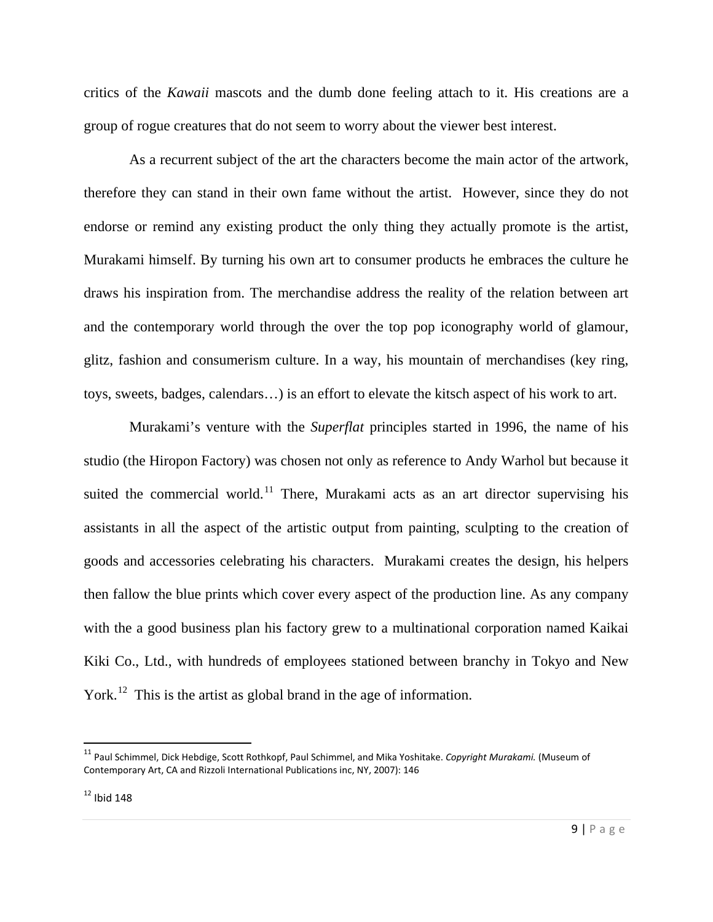critics of the *Kawaii* mascots and the dumb done feeling attach to it. His creations are a group of rogue creatures that do not seem to worry about the viewer best interest.

As a recurrent subject of the art the characters become the main actor of the artwork, therefore they can stand in their own fame without the artist. However, since they do not endorse or remind any existing product the only thing they actually promote is the artist, Murakami himself. By turning his own art to consumer products he embraces the culture he draws his inspiration from. The merchandise address the reality of the relation between art and the contemporary world through the over the top pop iconography world of glamour, glitz, fashion and consumerism culture. In a way, his mountain of merchandises (key ring, toys, sweets, badges, calendars…) is an effort to elevate the kitsch aspect of his work to art.

Murakami's venture with the *Superflat* principles started in 1996, the name of his studio (the Hiropon Factory) was chosen not only as reference to Andy Warhol but because it suited the commercial world.[11] There, Murakami acts as an art director supervising his assistants in all the aspect of the artistic output from painting, sculpting to the creation of goods and accessories celebrating his characters. Murakami creates the design, his helpers then fallow the blue prints which cover every aspect of the production line. As any company with the a good business plan his factory grew to a multinational corporation named Kaikai Kiki Co., Ltd., with hundreds of employees stationed between branchy in Tokyo and New York.[12] This is the artist as global brand in the age of information.

---

[11] Paul Schimmel, Dick Hebdige, Scott Rothkopf, Paul Schimmel, and Mika Yoshitake. *Copyright Murakami.* (Museum of Contemporary Art, CA and Rizzoli International Publications inc, NY, 2007): 146

[12] Ibid 148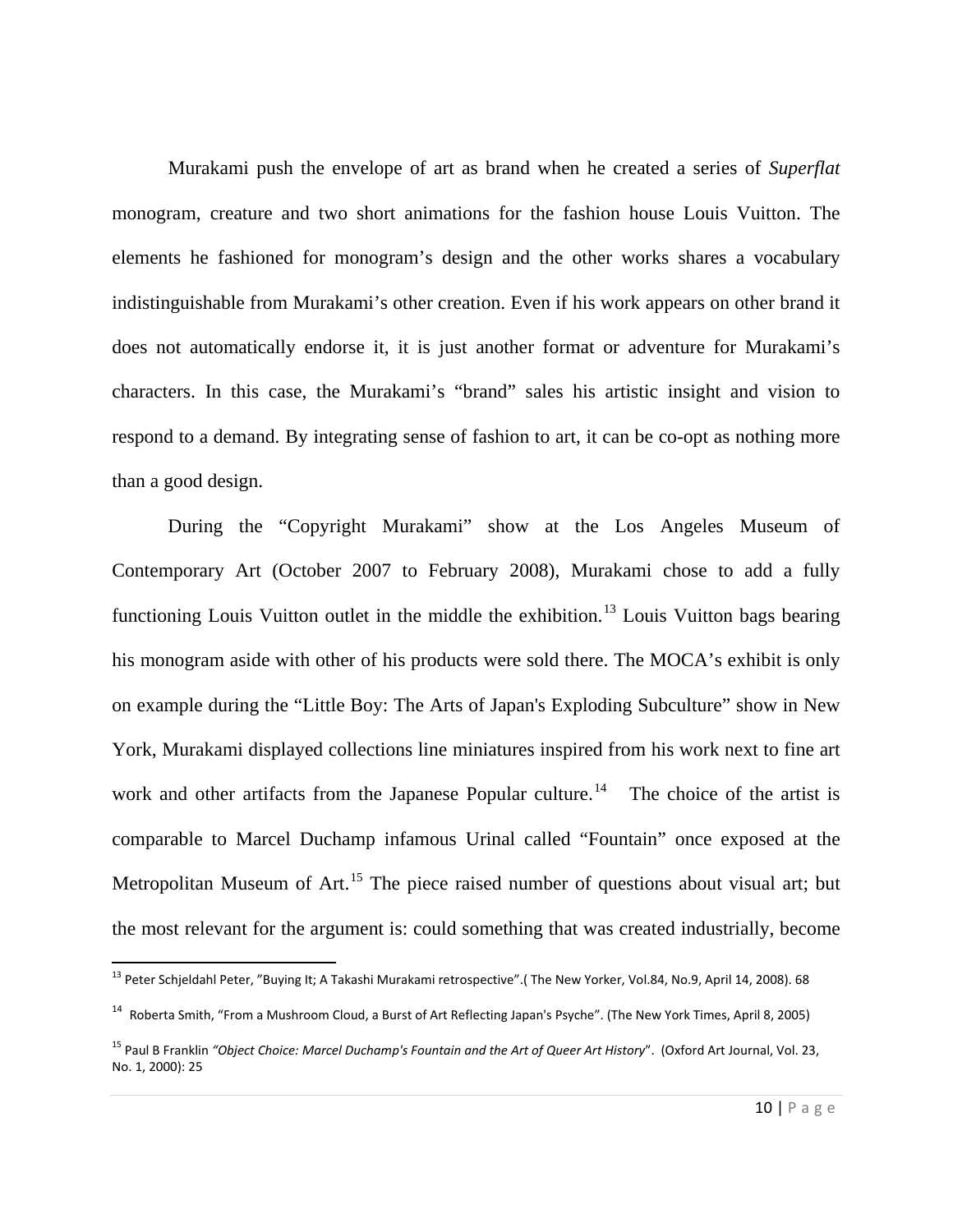Murakami push the envelope of art as brand when he created a series of *Superflat* monogram, creature and two short animations for the fashion house Louis Vuitton. The elements he fashioned for monogram's design and the other works shares a vocabulary indistinguishable from Murakami's other creation. Even if his work appears on other brand it does not automatically endorse it, it is just another format or adventure for Murakami's characters. In this case, the Murakami's "brand" sales his artistic insight and vision to respond to a demand. By integrating sense of fashion to art, it can be co-opt as nothing more than a good design.

During the "Copyright Murakami" show at the Los Angeles Museum of Contemporary Art (October 2007 to February 2008), Murakami chose to add a fully functioning Louis Vuitton outlet in the middle the exhibition.[13] Louis Vuitton bags bearing his monogram aside with other of his products were sold there. The MOCA's exhibit is only on example during the "Little Boy: The Arts of Japan's Exploding Subculture" show in New York, Murakami displayed collections line miniatures inspired from his work next to fine art work and other artifacts from the Japanese Popular culture.[14] The choice of the artist is comparable to Marcel Duchamp infamous Urinal called "Fountain" once exposed at the Metropolitan Museum of Art.[15] The piece raised number of questions about visual art; but the most relevant for the argument is: could something that was created industrially, become

---

[13] Peter Schjeldahl Peter, "Buying It; A Takashi Murakami retrospective".( The New Yorker, Vol.84, No.9, April 14, 2008). 68

[14] Roberta Smith, "From a Mushroom Cloud, a Burst of Art Reflecting Japan's Psyche". (The New York Times, April 8, 2005)

[15] Paul B Franklin *"Object Choice: Marcel Duchamp's Fountain and the Art of Queer Art History"*. (Oxford Art Journal, Vol. 23, No. 1, 2000): 25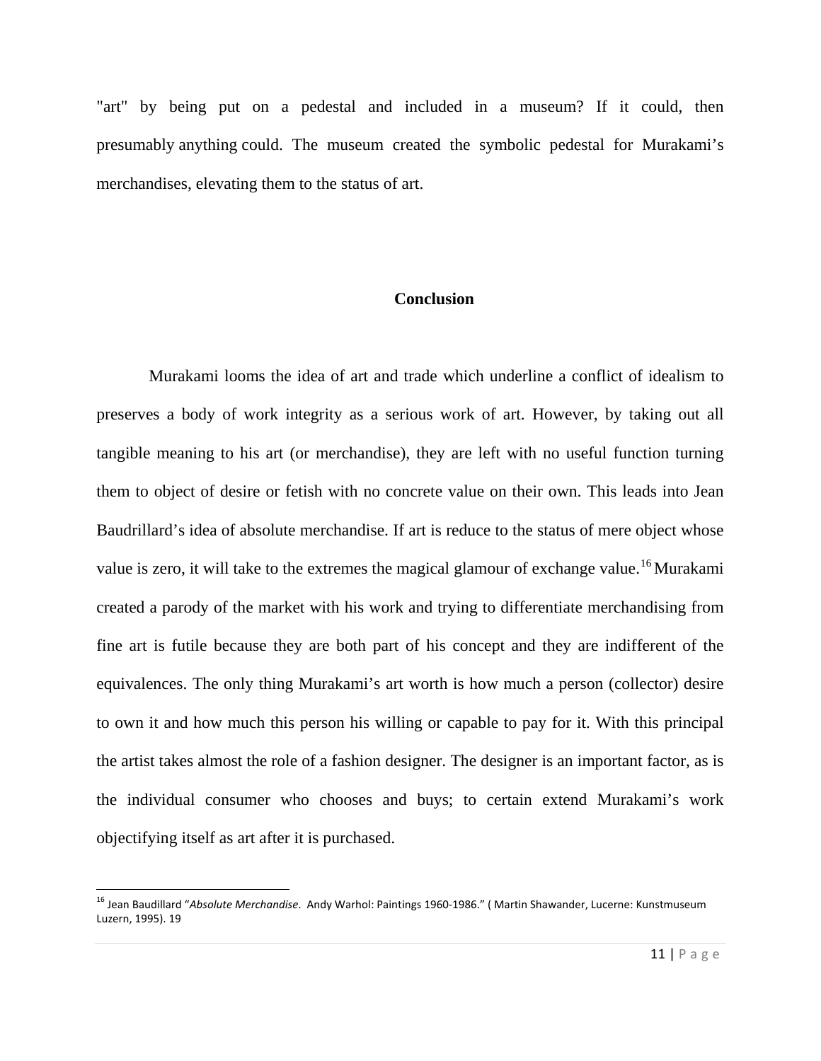"art" by being put on a pedestal and included in a museum? If it could, then presumably anything could. The museum created the symbolic pedestal for Murakami's merchandises, elevating them to the status of art.

## Conclusion

Murakami looms the idea of art and trade which underline a conflict of idealism to preserves a body of work integrity as a serious work of art. However, by taking out all tangible meaning to his art (or merchandise), they are left with no useful function turning them to object of desire or fetish with no concrete value on their own. This leads into Jean Baudrillard's idea of absolute merchandise. If art is reduce to the status of mere object whose value is zero, it will take to the extremes the magical glamour of exchange value.[16] Murakami created a parody of the market with his work and trying to differentiate merchandising from fine art is futile because they are both part of his concept and they are indifferent of the equivalences. The only thing Murakami's art worth is how much a person (collector) desire to own it and how much this person his willing or capable to pay for it. With this principal the artist takes almost the role of a fashion designer. The designer is an important factor, as is the individual consumer who chooses and buys; to certain extend Murakami's work objectifying itself as art after it is purchased.

---

[16] Jean Baudillard "*Absolute Merchandise*. Andy Warhol: Paintings 1960-1986." ( Martin Shawander, Lucerne: Kunstmuseum Luzern, 1995). 19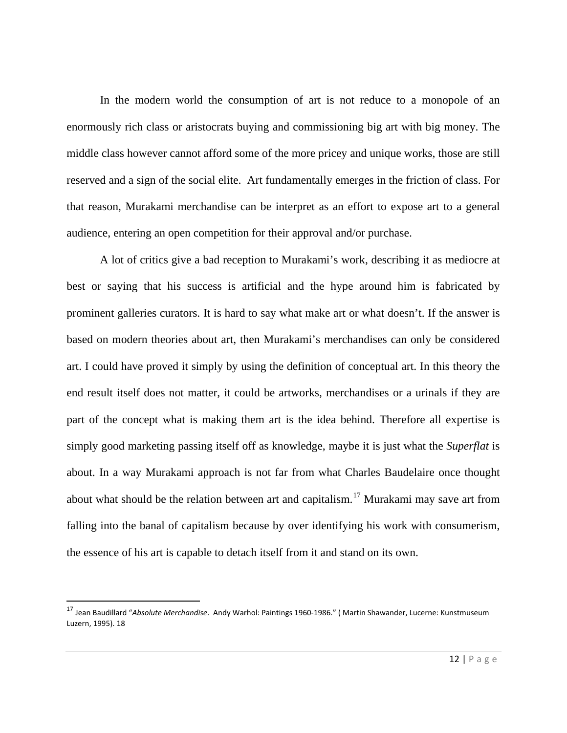In the modern world the consumption of art is not reduce to a monopole of an enormously rich class or aristocrats buying and commissioning big art with big money. The middle class however cannot afford some of the more pricey and unique works, those are still reserved and a sign of the social elite.  Art fundamentally emerges in the friction of class. For that reason, Murakami merchandise can be interpret as an effort to expose art to a general audience, entering an open competition for their approval and/or purchase.

A lot of critics give a bad reception to Murakami's work, describing it as mediocre at best or saying that his success is artificial and the hype around him is fabricated by prominent galleries curators. It is hard to say what make art or what doesn't. If the answer is based on modern theories about art, then Murakami's merchandises can only be considered art. I could have proved it simply by using the definition of conceptual art. In this theory the end result itself does not matter, it could be artworks, merchandises or a urinals if they are part of the concept what is making them art is the idea behind. Therefore all expertise is simply good marketing passing itself off as knowledge, maybe it is just what the *Superflat* is about. In a way Murakami approach is not far from what Charles Baudelaire once thought about what should be the relation between art and capitalism.[17] Murakami may save art from falling into the banal of capitalism because by over identifying his work with consumerism, the essence of his art is capable to detach itself from it and stand on its own.

---

[17] Jean Baudillard "*Absolute Merchandise*.  Andy Warhol: Paintings 1960-1986." ( Martin Shawander, Lucerne: Kunstmuseum Luzern, 1995). 18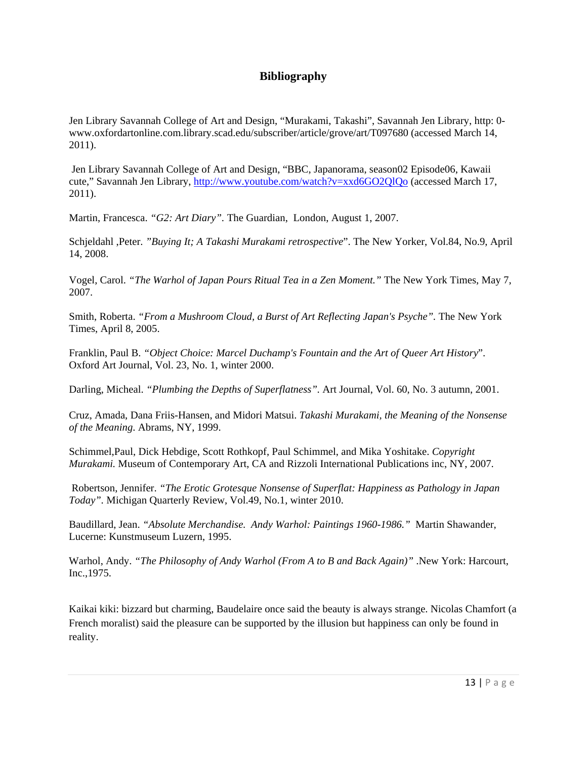# Bibliography

Jen Library Savannah College of Art and Design, "Murakami, Takashi", Savannah Jen Library, http: 0-www.oxfordartonline.com.library.scad.edu/subscriber/article/grove/art/T097680 (accessed March 14, 2011).

Jen Library Savannah College of Art and Design, "BBC, Japanorama, season02 Episode06, Kawaii cute," Savannah Jen Library, http://www.youtube.com/watch?v=xxd6GO2QlQo (accessed March 17, 2011).

Martin, Francesca. *"G2: Art Diary"*. The Guardian, London, August 1, 2007.

Schjeldahl ,Peter. *"Buying It; A Takashi Murakami retrospective*". The New Yorker, Vol.84, No.9, April 14, 2008.

Vogel, Carol. *"The Warhol of Japan Pours Ritual Tea in a Zen Moment."* The New York Times, May 7, 2007.

Smith, Roberta. *"From a Mushroom Cloud, a Burst of Art Reflecting Japan's Psyche".* The New York Times, April 8, 2005.

Franklin, Paul B. *"Object Choice: Marcel Duchamp's Fountain and the Art of Queer Art History*". Oxford Art Journal, Vol. 23, No. 1, winter 2000.

Darling, Micheal. *"Plumbing the Depths of Superflatness".* Art Journal, Vol. 60, No. 3 autumn, 2001.

Cruz, Amada, Dana Friis-Hansen, and Midori Matsui. *Takashi Murakami, the Meaning of the Nonsense of the Meaning*. Abrams, NY, 1999.

Schimmel,Paul, Dick Hebdige, Scott Rothkopf, Paul Schimmel, and Mika Yoshitake. *Copyright Murakami.* Museum of Contemporary Art, CA and Rizzoli International Publications inc, NY, 2007.

Robertson, Jennifer. *"The Erotic Grotesque Nonsense of Superflat: Happiness as Pathology in Japan Today".* Michigan Quarterly Review, Vol.49, No.1, winter 2010.

Baudillard, Jean. *"Absolute Merchandise. Andy Warhol: Paintings 1960-1986."* Martin Shawander, Lucerne: Kunstmuseum Luzern, 1995.

Warhol, Andy. *"The Philosophy of Andy Warhol (From A to B and Back Again)"* .New York: Harcourt, Inc.,1975.

Kaikai kiki: bizzard but charming, Baudelaire once said the beauty is always strange. Nicolas Chamfort (a French moralist) said the pleasure can be supported by the illusion but happiness can only be found in reality.